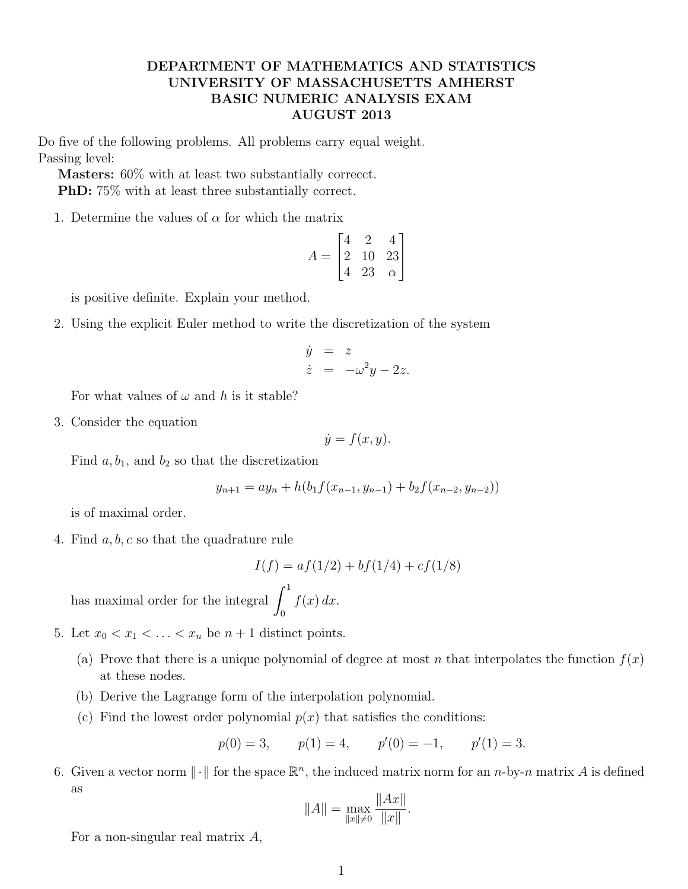# DEPARTMENT OF MATHEMATICS AND STATISTICS
# UNIVERSITY OF MASSACHUSETTS AMHERST
# BASIC NUMERIC ANALYSIS EXAM
# AUGUST 2013

Do five of the following problems. All problems carry equal weight.
Passing level:

**Masters:** 60% with at least two substantially correcct.
**PhD:** 75% with at least three substantially correct.

1. Determine the values of $\alpha$ for which the matrix

$$A = \begin{bmatrix} 4 & 2 & 4 \\ 2 & 10 & 23 \\ 4 & 23 & \alpha \end{bmatrix}$$

   is positive definite. Explain your method.

2. Using the explicit Euler method to write the discretization of the system

$$\begin{aligned} \dot{y} &= z \\ \dot{z} &= -\omega^2 y - 2z. \end{aligned}$$

   For what values of $\omega$ and $h$ is it stable?

3. Consider the equation

$$\dot{y} = f(x, y).$$

   Find $a, b_1$, and $b_2$ so that the discretization

$$y_{n+1} = a y_n + h(b_1 f(x_{n-1}, y_{n-1}) + b_2 f(x_{n-2}, y_{n-2}))$$

   is of maximal order.

4. Find $a, b, c$ so that the quadrature rule

$$I(f) = af(1/2) + bf(1/4) + cf(1/8)$$

   has maximal order for the integral $\displaystyle\int_0^1 f(x)\,dx$.

5. Let $x_0 < x_1 < \ldots < x_n$ be $n+1$ distinct points.

   (a) Prove that there is a unique polynomial of degree at most $n$ that interpolates the function $f(x)$ at these nodes.

   (b) Derive the Lagrange form of the interpolation polynomial.

   (c) Find the lowest order polynomial $p(x)$ that satisfies the conditions:

$$p(0) = 3, \qquad p(1) = 4, \qquad p'(0) = -1, \qquad p'(1) = 3.$$

6. Given a vector norm $\|\cdot\|$ for the space $\mathbb{R}^n$, the induced matrix norm for an $n$-by-$n$ matrix $A$ is defined as

$$\|A\| = \max_{\|x\| \neq 0} \frac{\|Ax\|}{\|x\|}.$$

   For a non-singular real matrix $A$,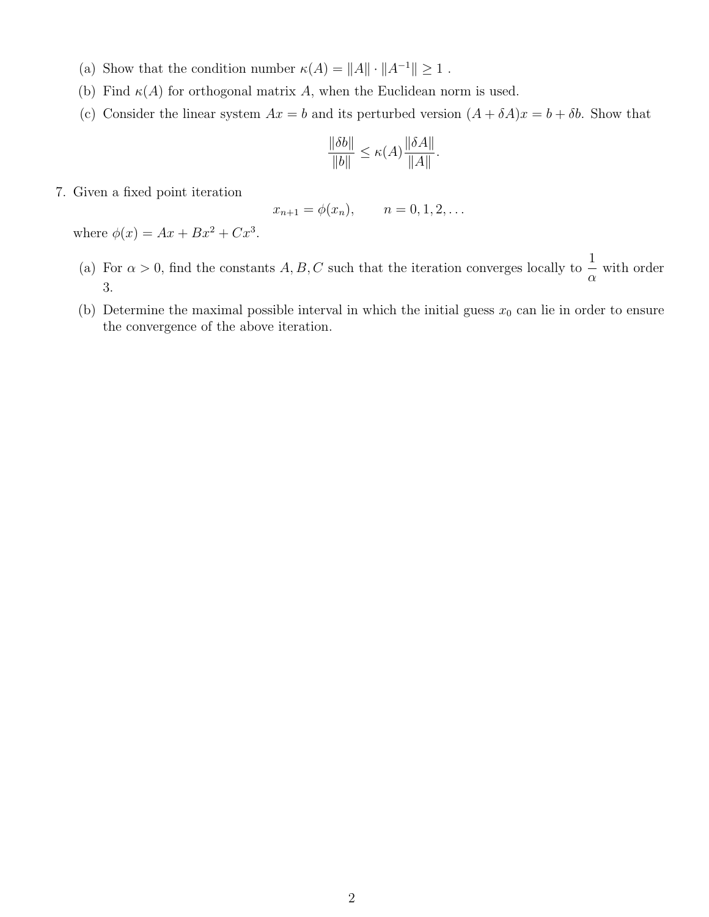(a) Show that the condition number $\kappa(A) = \|A\| \cdot \|A^{-1}\| \geq 1$ .

(b) Find $\kappa(A)$ for orthogonal matrix $A$, when the Euclidean norm is used.

(c) Consider the linear system $Ax = b$ and its perturbed version $(A + \delta A)x = b + \delta b$. Show that

$$\frac{\|\delta b\|}{\|b\|} \leq \kappa(A) \frac{\|\delta A\|}{\|A\|}.$$

7. Given a fixed point iteration

$$x_{n+1} = \phi(x_n), \qquad n = 0, 1, 2, \ldots$$

where $\phi(x) = Ax + Bx^2 + Cx^3$.

(a) For $\alpha > 0$, find the constants $A, B, C$ such that the iteration converges locally to $\dfrac{1}{\alpha}$ with order 3.

(b) Determine the maximal possible interval in which the initial guess $x_0$ can lie in order to ensure the convergence of the above iteration.